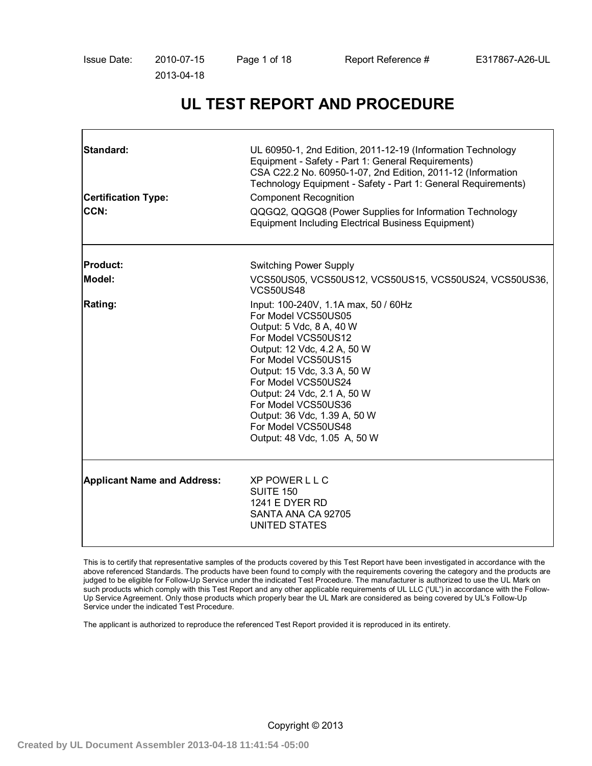Issue Date: 2010-07-15
2013-04-18

Report Reference # E317867-A26-UL

# UL TEST REPORT AND PROCEDURE

| | |
|---|---|
| **Standard:** | UL 60950-1, 2nd Edition, 2011-12-19 (Information Technology Equipment - Safety - Part 1: General Requirements)<br>CSA C22.2 No. 60950-1-07, 2nd Edition, 2011-12 (Information Technology Equipment - Safety - Part 1: General Requirements) |
| **Certification Type:** | Component Recognition |
| **CCN:** | QQGQ2, QQGQ8 (Power Supplies for Information Technology Equipment Including Electrical Business Equipment) |
| **Product:** | Switching Power Supply |
| **Model:** | VCS50US05, VCS50US12, VCS50US15, VCS50US24, VCS50US36, VCS50US48 |
| **Rating:** | Input: 100-240V, 1.1A max, 50 / 60Hz<br>For Model VCS50US05<br>Output: 5 Vdc, 8 A, 40 W<br>For Model VCS50US12<br>Output: 12 Vdc, 4.2 A, 50 W<br>For Model VCS50US15<br>Output: 15 Vdc, 3.3 A, 50 W<br>For Model VCS50US24<br>Output: 24 Vdc, 2.1 A, 50 W<br>For Model VCS50US36<br>Output: 36 Vdc, 1.39 A, 50 W<br>For Model VCS50US48<br>Output: 48 Vdc, 1.05 A, 50 W |
| **Applicant Name and Address:** | XP POWER L L C<br>SUITE 150<br>1241 E DYER RD<br>SANTA ANA CA 92705<br>UNITED STATES |

This is to certify that representative samples of the products covered by this Test Report have been investigated in accordance with the above referenced Standards. The products have been found to comply with the requirements covering the category and the products are judged to be eligible for Follow-Up Service under the indicated Test Procedure. The manufacturer is authorized to use the UL Mark on such products which comply with this Test Report and any other applicable requirements of UL LLC ('UL') in accordance with the Follow-Up Service Agreement. Only those products which properly bear the UL Mark are considered as being covered by UL's Follow-Up Service under the indicated Test Procedure.

The applicant is authorized to reproduce the referenced Test Report provided it is reproduced in its entirety.

Copyright © 2013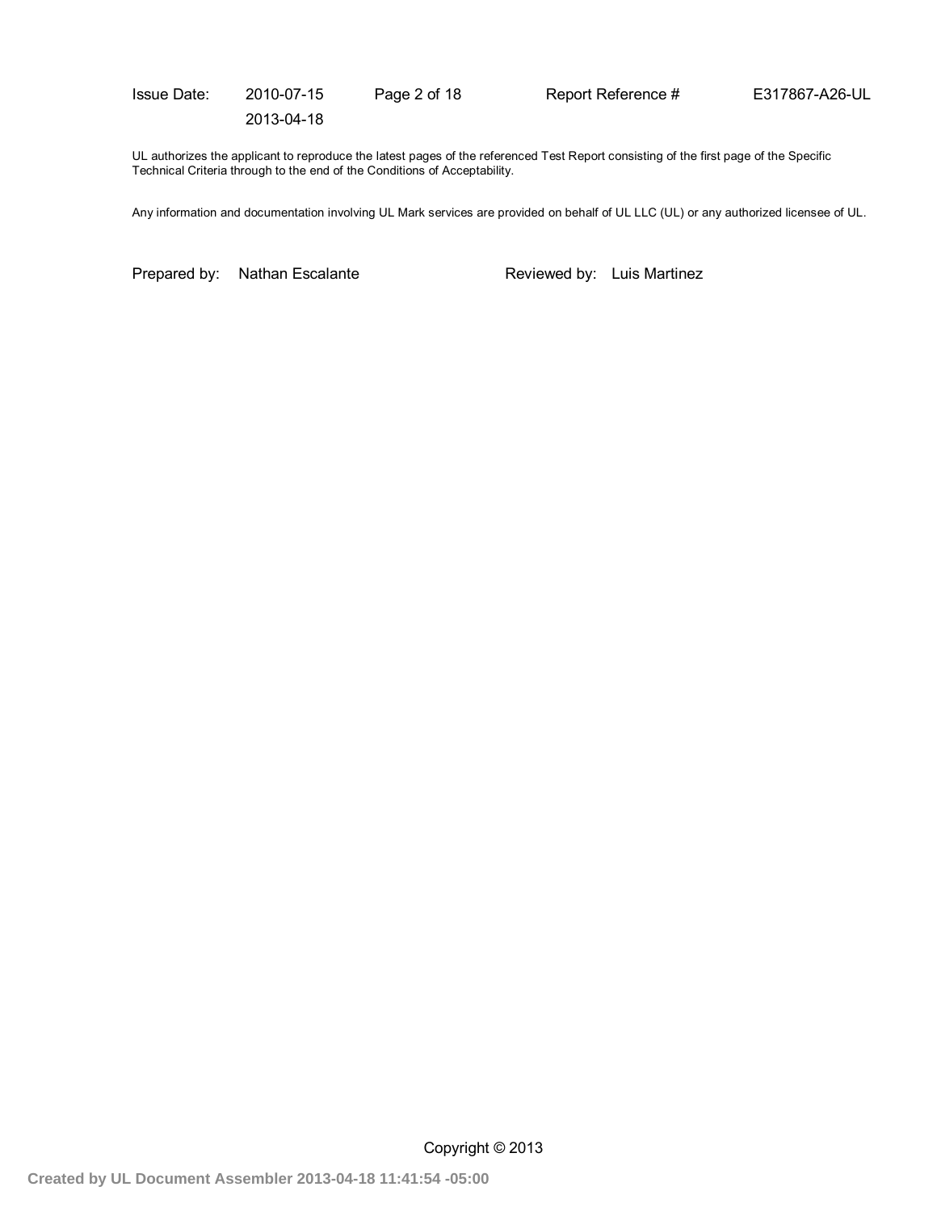UL authorizes the applicant to reproduce the latest pages of the referenced Test Report consisting of the first page of the Specific Technical Criteria through to the end of the Conditions of Acceptability.

Any information and documentation involving UL Mark services are provided on behalf of UL LLC (UL) or any authorized licensee of UL.

Prepared by: Nathan Escalante

Reviewed by: Luis Martinez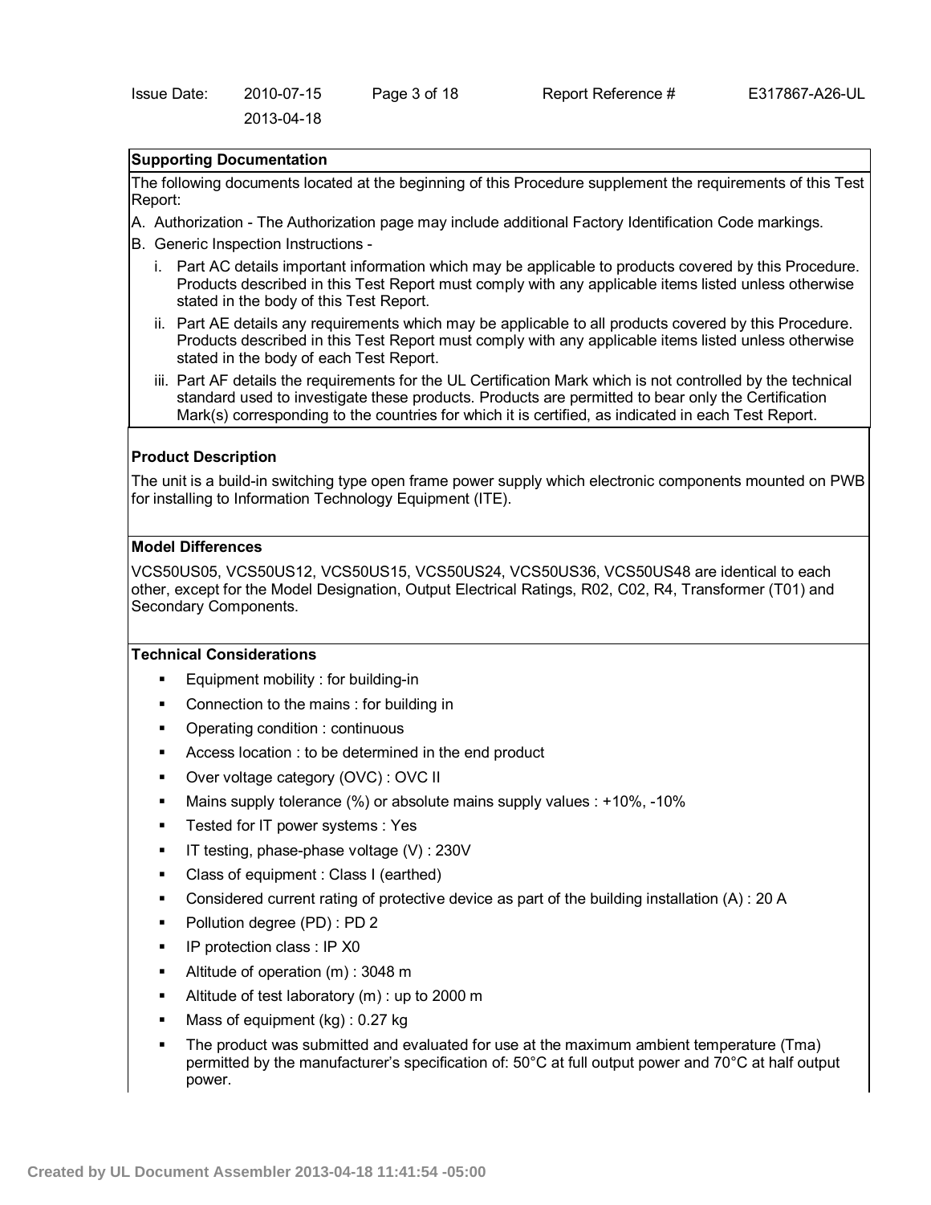**Supporting Documentation**

The following documents located at the beginning of this Procedure supplement the requirements of this Test Report:

A. Authorization - The Authorization page may include additional Factory Identification Code markings.

B. Generic Inspection Instructions -

   i. Part AC details important information which may be applicable to products covered by this Procedure. Products described in this Test Report must comply with any applicable items listed unless otherwise stated in the body of this Test Report.

   ii. Part AE details any requirements which may be applicable to all products covered by this Procedure. Products described in this Test Report must comply with any applicable items listed unless otherwise stated in the body of each Test Report.

   iii. Part AF details the requirements for the UL Certification Mark which is not controlled by the technical standard used to investigate these products. Products are permitted to bear only the Certification Mark(s) corresponding to the countries for which it is certified, as indicated in each Test Report.

**Product Description**

The unit is a build-in switching type open frame power supply which electronic components mounted on PWB for installing to Information Technology Equipment (ITE).

**Model Differences**

VCS50US05, VCS50US12, VCS50US15, VCS50US24, VCS50US36, VCS50US48 are identical to each other, except for the Model Designation, Output Electrical Ratings, R02, C02, R4, Transformer (T01) and Secondary Components.

**Technical Considerations**

- Equipment mobility : for building-in
- Connection to the mains : for building in
- Operating condition : continuous
- Access location : to be determined in the end product
- Over voltage category (OVC) : OVC II
- Mains supply tolerance (%) or absolute mains supply values : +10%, -10%
- Tested for IT power systems : Yes
- IT testing, phase-phase voltage (V) : 230V
- Class of equipment : Class I (earthed)
- Considered current rating of protective device as part of the building installation (A) : 20 A
- Pollution degree (PD) : PD 2
- IP protection class : IP X0
- Altitude of operation (m) : 3048 m
- Altitude of test laboratory (m) : up to 2000 m
- Mass of equipment (kg) : 0.27 kg
- The product was submitted and evaluated for use at the maximum ambient temperature (Tma) permitted by the manufacturer's specification of: 50°C at full output power and 70°C at half output power.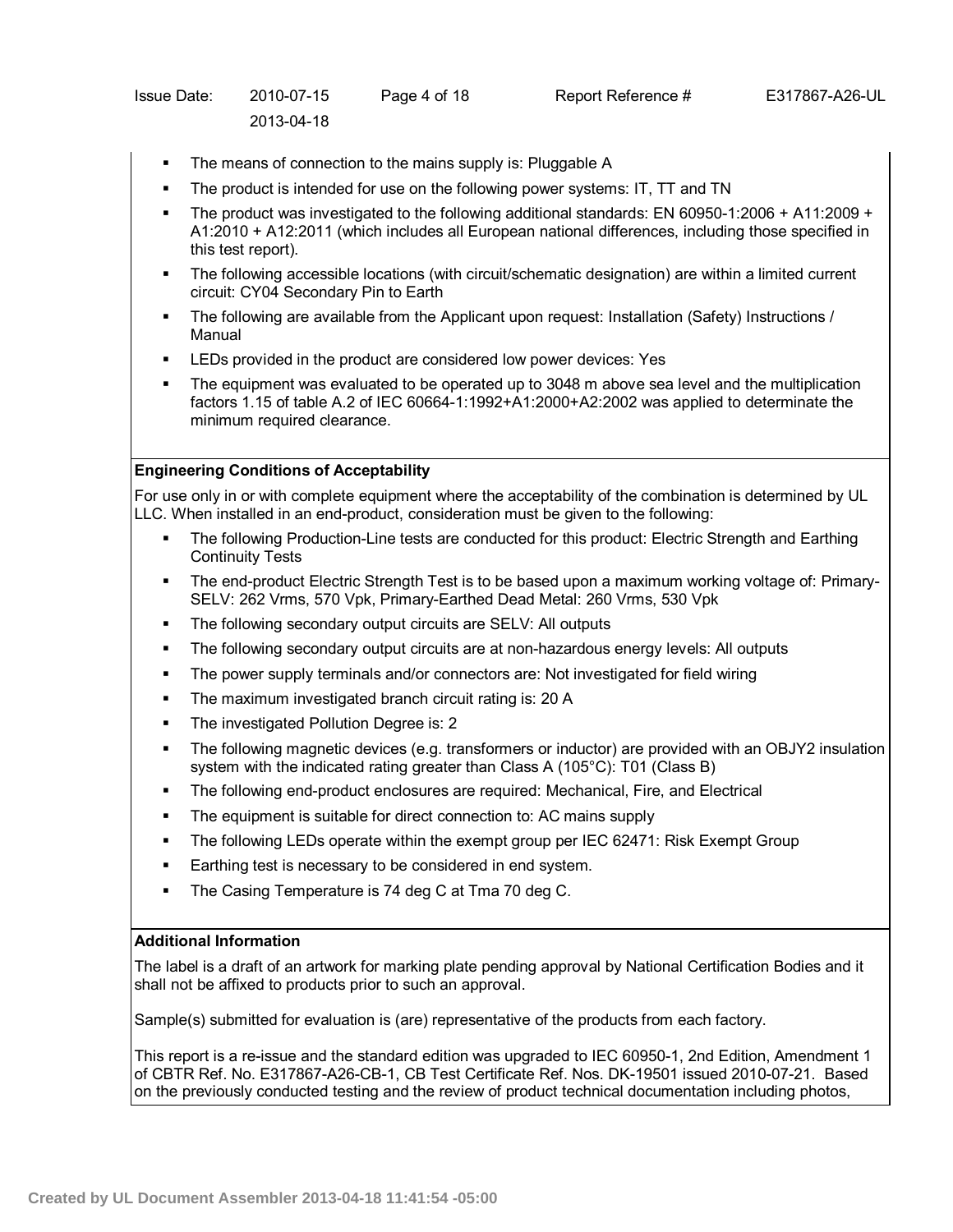- The means of connection to the mains supply is: Pluggable A
- The product is intended for use on the following power systems: IT, TT and TN
- The product was investigated to the following additional standards: EN 60950-1:2006 + A11:2009 + A1:2010 + A12:2011 (which includes all European national differences, including those specified in this test report).
- The following accessible locations (with circuit/schematic designation) are within a limited current circuit: CY04 Secondary Pin to Earth
- The following are available from the Applicant upon request: Installation (Safety) Instructions / Manual
- LEDs provided in the product are considered low power devices: Yes
- The equipment was evaluated to be operated up to 3048 m above sea level and the multiplication factors 1.15 of table A.2 of IEC 60664-1:1992+A1:2000+A2:2002 was applied to determinate the minimum required clearance.

**Engineering Conditions of Acceptability**

For use only in or with complete equipment where the acceptability of the combination is determined by UL LLC. When installed in an end-product, consideration must be given to the following:

- The following Production-Line tests are conducted for this product: Electric Strength and Earthing Continuity Tests
- The end-product Electric Strength Test is to be based upon a maximum working voltage of: Primary-SELV: 262 Vrms, 570 Vpk, Primary-Earthed Dead Metal: 260 Vrms, 530 Vpk
- The following secondary output circuits are SELV: All outputs
- The following secondary output circuits are at non-hazardous energy levels: All outputs
- The power supply terminals and/or connectors are: Not investigated for field wiring
- The maximum investigated branch circuit rating is: 20 A
- The investigated Pollution Degree is: 2
- The following magnetic devices (e.g. transformers or inductor) are provided with an OBJY2 insulation system with the indicated rating greater than Class A (105°C): T01 (Class B)
- The following end-product enclosures are required: Mechanical, Fire, and Electrical
- The equipment is suitable for direct connection to: AC mains supply
- The following LEDs operate within the exempt group per IEC 62471: Risk Exempt Group
- Earthing test is necessary to be considered in end system.
- The Casing Temperature is 74 deg C at Tma 70 deg C.

**Additional Information**

The label is a draft of an artwork for marking plate pending approval by National Certification Bodies and it shall not be affixed to products prior to such an approval.

Sample(s) submitted for evaluation is (are) representative of the products from each factory.

This report is a re-issue and the standard edition was upgraded to IEC 60950-1, 2nd Edition, Amendment 1 of CBTR Ref. No. E317867-A26-CB-1, CB Test Certificate Ref. Nos. DK-19501 issued 2010-07-21. Based on the previously conducted testing and the review of product technical documentation including photos,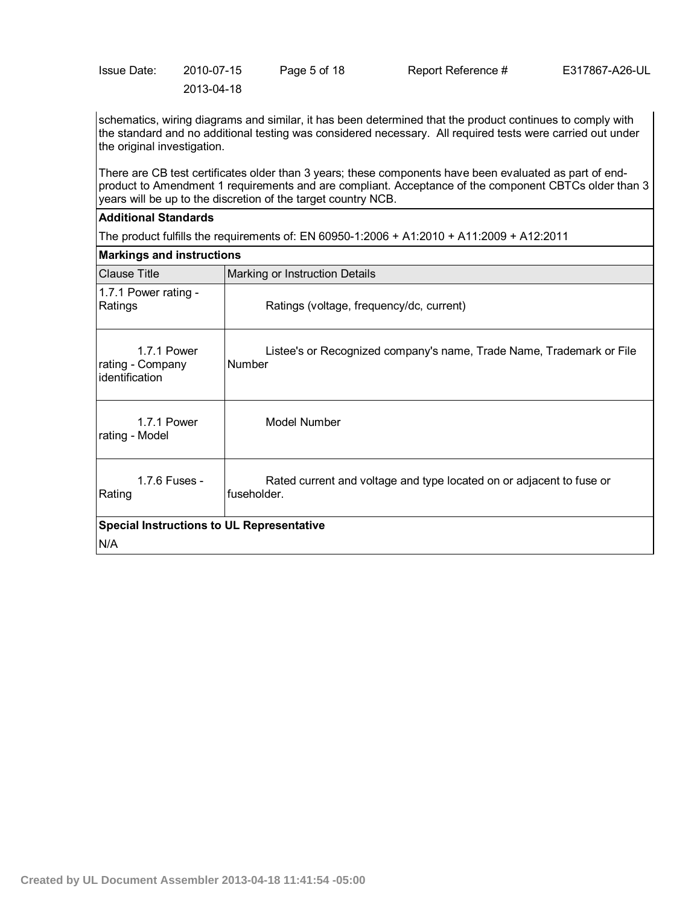schematics, wiring diagrams and similar, it has been determined that the product continues to comply with the standard and no additional testing was considered necessary. All required tests were carried out under the original investigation.

There are CB test certificates older than 3 years; these components have been evaluated as part of end-product to Amendment 1 requirements and are compliant. Acceptance of the component CBTCs older than 3 years will be up to the discretion of the target country NCB.

**Additional Standards**

The product fulfills the requirements of: EN 60950-1:2006 + A1:2010 + A11:2009 + A12:2011

**Markings and instructions**

| Clause Title | Marking or Instruction Details |
|---|---|
| 1.7.1 Power rating - Ratings | Ratings (voltage, frequency/dc, current) |
| 1.7.1 Power rating - Company identification | Listee's or Recognized company's name, Trade Name, Trademark or File Number |
| 1.7.1 Power rating - Model | Model Number |
| 1.7.6 Fuses - Rating | Rated current and voltage and type located on or adjacent to fuse or fuseholder. |

**Special Instructions to UL Representative**

N/A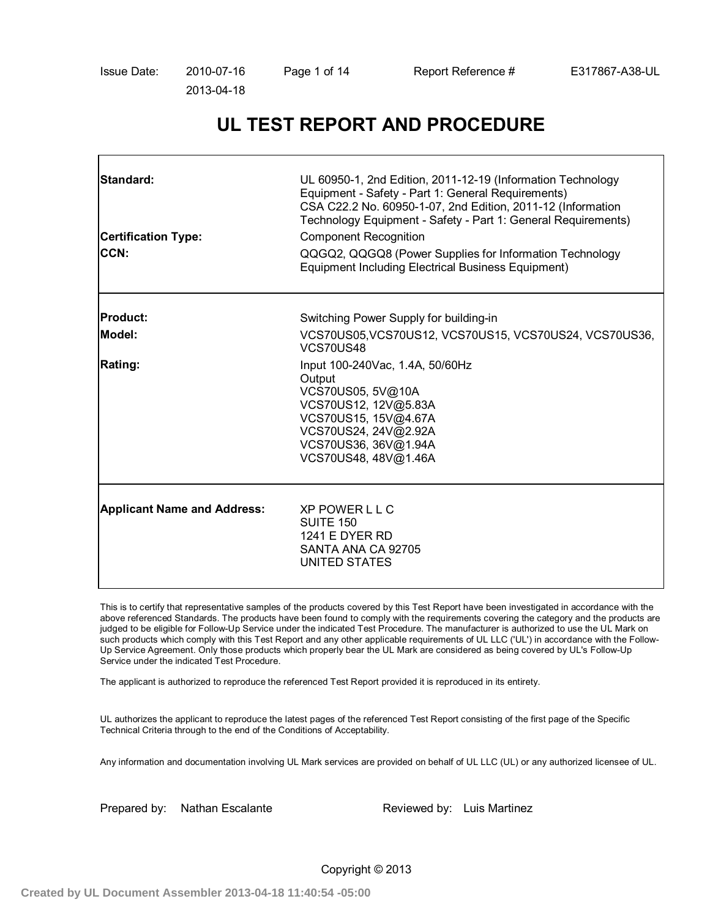Issue Date: 2010-07-16
2013-04-18

Report Reference # E317867-A38-UL

# UL TEST REPORT AND PROCEDURE

| | |
|---|---|
| **Standard:** | UL 60950-1, 2nd Edition, 2011-12-19 (Information Technology Equipment - Safety - Part 1: General Requirements)<br>CSA C22.2 No. 60950-1-07, 2nd Edition, 2011-12 (Information Technology Equipment - Safety - Part 1: General Requirements) |
| **Certification Type:** | Component Recognition |
| **CCN:** | QQGQ2, QQGQ8 (Power Supplies for Information Technology Equipment Including Electrical Business Equipment) |
| **Product:** | Switching Power Supply for building-in |
| **Model:** | VCS70US05,VCS70US12, VCS70US15, VCS70US24, VCS70US36, VCS70US48 |
| **Rating:** | Input 100-240Vac, 1.4A, 50/60Hz<br>Output<br>VCS70US05, 5V@10A<br>VCS70US12, 12V@5.83A<br>VCS70US15, 15V@4.67A<br>VCS70US24, 24V@2.92A<br>VCS70US36, 36V@1.94A<br>VCS70US48, 48V@1.46A |
| **Applicant Name and Address:** | XP POWER L L C<br>SUITE 150<br>1241 E DYER RD<br>SANTA ANA CA 92705<br>UNITED STATES |

This is to certify that representative samples of the products covered by this Test Report have been investigated in accordance with the above referenced Standards. The products have been found to comply with the requirements covering the category and the products are judged to be eligible for Follow-Up Service under the indicated Test Procedure. The manufacturer is authorized to use the UL Mark on such products which comply with this Test Report and any other applicable requirements of UL LLC ('UL') in accordance with the Follow-Up Service Agreement. Only those products which properly bear the UL Mark are considered as being covered by UL's Follow-Up Service under the indicated Test Procedure.

The applicant is authorized to reproduce the referenced Test Report provided it is reproduced in its entirety.

UL authorizes the applicant to reproduce the latest pages of the referenced Test Report consisting of the first page of the Specific Technical Criteria through to the end of the Conditions of Acceptability.

Any information and documentation involving UL Mark services are provided on behalf of UL LLC (UL) or any authorized licensee of UL.

Prepared by: Nathan Escalante

Reviewed by: Luis Martinez

Copyright © 2013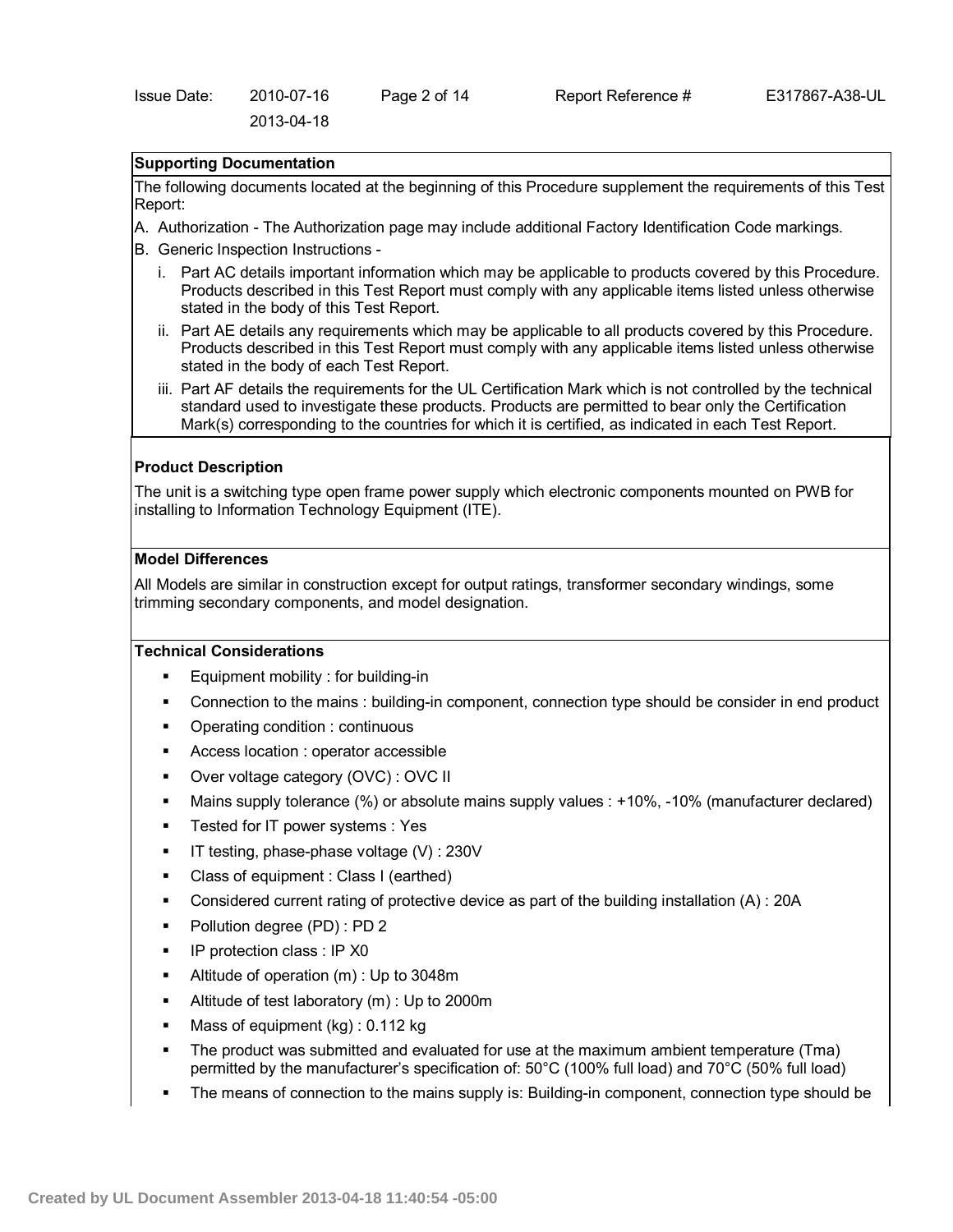**Supporting Documentation**

The following documents located at the beginning of this Procedure supplement the requirements of this Test Report:

A. Authorization - The Authorization page may include additional Factory Identification Code markings.

B. Generic Inspection Instructions -

i. Part AC details important information which may be applicable to products covered by this Procedure. Products described in this Test Report must comply with any applicable items listed unless otherwise stated in the body of this Test Report.

ii. Part AE details any requirements which may be applicable to all products covered by this Procedure. Products described in this Test Report must comply with any applicable items listed unless otherwise stated in the body of each Test Report.

iii. Part AF details the requirements for the UL Certification Mark which is not controlled by the technical standard used to investigate these products. Products are permitted to bear only the Certification Mark(s) corresponding to the countries for which it is certified, as indicated in each Test Report.

**Product Description**

The unit is a switching type open frame power supply which electronic components mounted on PWB for installing to Information Technology Equipment (ITE).

**Model Differences**

All Models are similar in construction except for output ratings, transformer secondary windings, some trimming secondary components, and model designation.

**Technical Considerations**

- Equipment mobility : for building-in
- Connection to the mains : building-in component, connection type should be consider in end product
- Operating condition : continuous
- Access location : operator accessible
- Over voltage category (OVC) : OVC II
- Mains supply tolerance (%) or absolute mains supply values : +10%, -10% (manufacturer declared)
- Tested for IT power systems : Yes
- IT testing, phase-phase voltage (V) : 230V
- Class of equipment : Class I (earthed)
- Considered current rating of protective device as part of the building installation (A) : 20A
- Pollution degree (PD) : PD 2
- IP protection class : IP X0
- Altitude of operation (m) : Up to 3048m
- Altitude of test laboratory (m) : Up to 2000m
- Mass of equipment (kg) : 0.112 kg
- The product was submitted and evaluated for use at the maximum ambient temperature (Tma) permitted by the manufacturer's specification of: 50°C (100% full load) and 70°C (50% full load)
- The means of connection to the mains supply is: Building-in component, connection type should be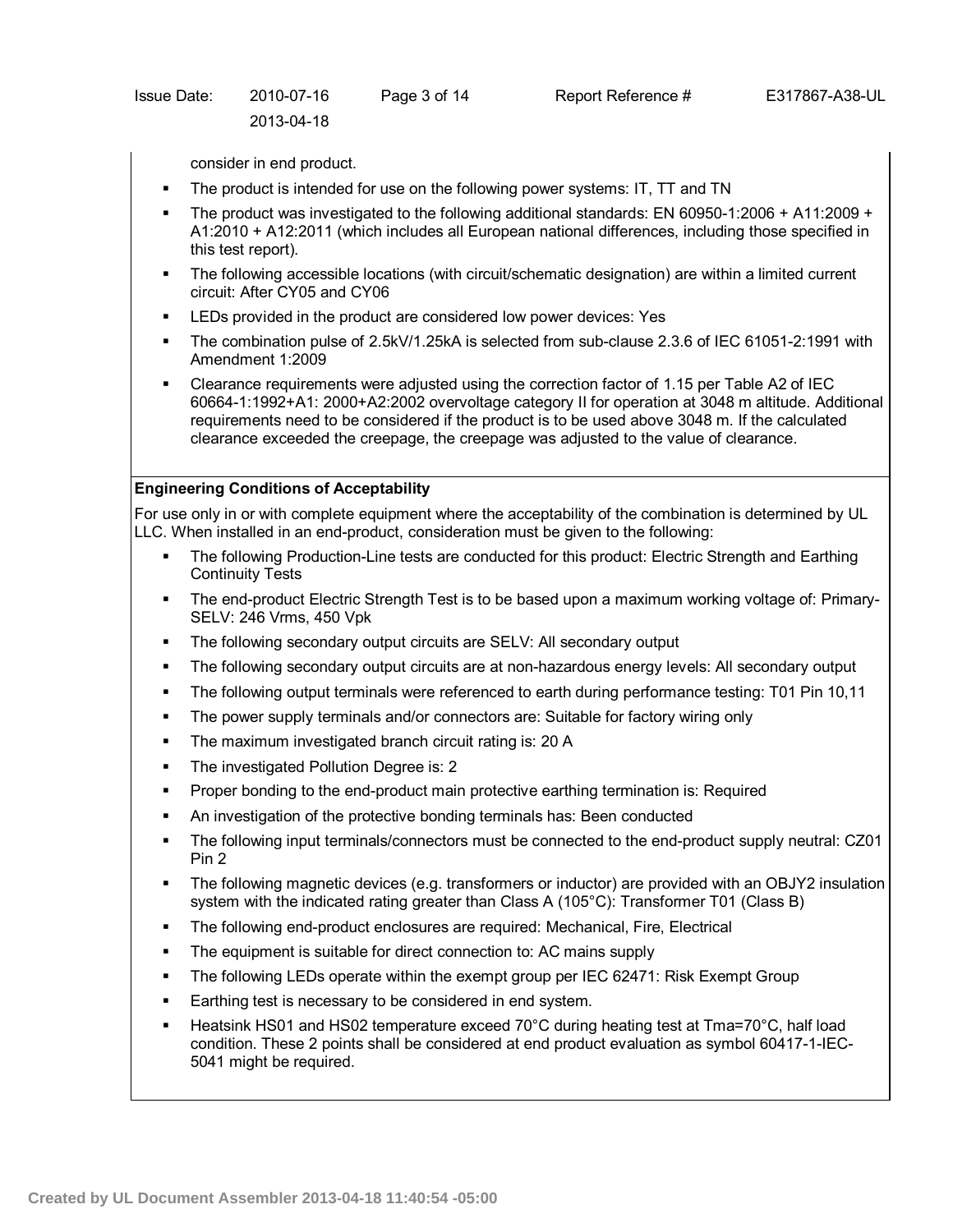consider in end product.

- The product is intended for use on the following power systems: IT, TT and TN
- The product was investigated to the following additional standards: EN 60950-1:2006 + A11:2009 + A1:2010 + A12:2011 (which includes all European national differences, including those specified in this test report).
- The following accessible locations (with circuit/schematic designation) are within a limited current circuit: After CY05 and CY06
- LEDs provided in the product are considered low power devices: Yes
- The combination pulse of 2.5kV/1.25kA is selected from sub-clause 2.3.6 of IEC 61051-2:1991 with Amendment 1:2009
- Clearance requirements were adjusted using the correction factor of 1.15 per Table A2 of IEC 60664-1:1992+A1: 2000+A2:2002 overvoltage category II for operation at 3048 m altitude. Additional requirements need to be considered if the product is to be used above 3048 m. If the calculated clearance exceeded the creepage, the creepage was adjusted to the value of clearance.

**Engineering Conditions of Acceptability**

For use only in or with complete equipment where the acceptability of the combination is determined by UL LLC. When installed in an end-product, consideration must be given to the following:

- The following Production-Line tests are conducted for this product: Electric Strength and Earthing Continuity Tests
- The end-product Electric Strength Test is to be based upon a maximum working voltage of: Primary-SELV: 246 Vrms, 450 Vpk
- The following secondary output circuits are SELV: All secondary output
- The following secondary output circuits are at non-hazardous energy levels: All secondary output
- The following output terminals were referenced to earth during performance testing: T01 Pin 10,11
- The power supply terminals and/or connectors are: Suitable for factory wiring only
- The maximum investigated branch circuit rating is: 20 A
- The investigated Pollution Degree is: 2
- Proper bonding to the end-product main protective earthing termination is: Required
- An investigation of the protective bonding terminals has: Been conducted
- The following input terminals/connectors must be connected to the end-product supply neutral: CZ01 Pin 2
- The following magnetic devices (e.g. transformers or inductor) are provided with an OBJY2 insulation system with the indicated rating greater than Class A (105°C): Transformer T01 (Class B)
- The following end-product enclosures are required: Mechanical, Fire, Electrical
- The equipment is suitable for direct connection to: AC mains supply
- The following LEDs operate within the exempt group per IEC 62471: Risk Exempt Group
- Earthing test is necessary to be considered in end system.
- Heatsink HS01 and HS02 temperature exceed 70°C during heating test at Tma=70°C, half load condition. These 2 points shall be considered at end product evaluation as symbol 60417-1-IEC-5041 might be required.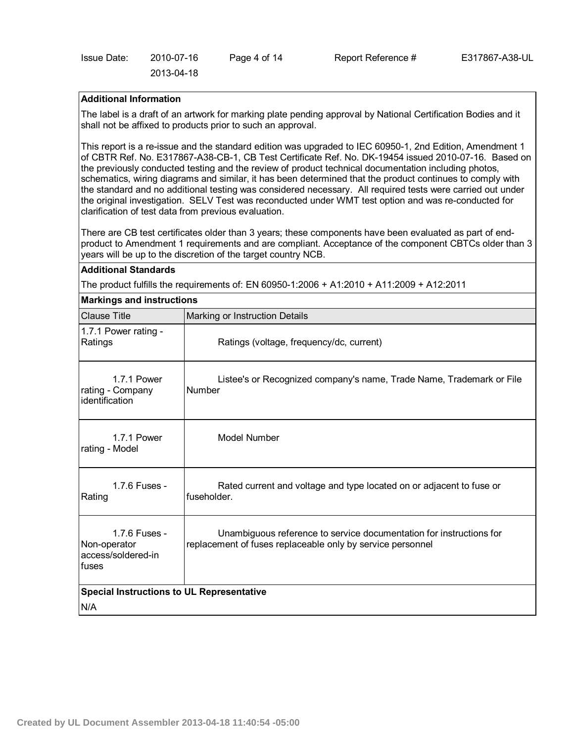**Additional Information**

The label is a draft of an artwork for marking plate pending approval by National Certification Bodies and it shall not be affixed to products prior to such an approval.

This report is a re-issue and the standard edition was upgraded to IEC 60950-1, 2nd Edition, Amendment 1 of CBTR Ref. No. E317867-A38-CB-1, CB Test Certificate Ref. No. DK-19454 issued 2010-07-16. Based on the previously conducted testing and the review of product technical documentation including photos, schematics, wiring diagrams and similar, it has been determined that the product continues to comply with the standard and no additional testing was considered necessary. All required tests were carried out under the original investigation. SELV Test was reconducted under WMT test option and was re-conducted for clarification of test data from previous evaluation.

There are CB test certificates older than 3 years; these components have been evaluated as part of end-product to Amendment 1 requirements and are compliant. Acceptance of the component CBTCs older than 3 years will be up to the discretion of the target country NCB.

**Additional Standards**

The product fulfills the requirements of: EN 60950-1:2006 + A1:2010 + A11:2009 + A12:2011

**Markings and instructions**

| Clause Title | Marking or Instruction Details |
|---|---|
| 1.7.1 Power rating - Ratings | Ratings (voltage, frequency/dc, current) |
| 1.7.1 Power rating - Company identification | Listee's or Recognized company's name, Trade Name, Trademark or File Number |
| 1.7.1 Power rating - Model | Model Number |
| 1.7.6 Fuses - Rating | Rated current and voltage and type located on or adjacent to fuse or fuseholder. |
| 1.7.6 Fuses - Non-operator access/soldered-in fuses | Unambiguous reference to service documentation for instructions for replacement of fuses replaceable only by service personnel |

**Special Instructions to UL Representative**

N/A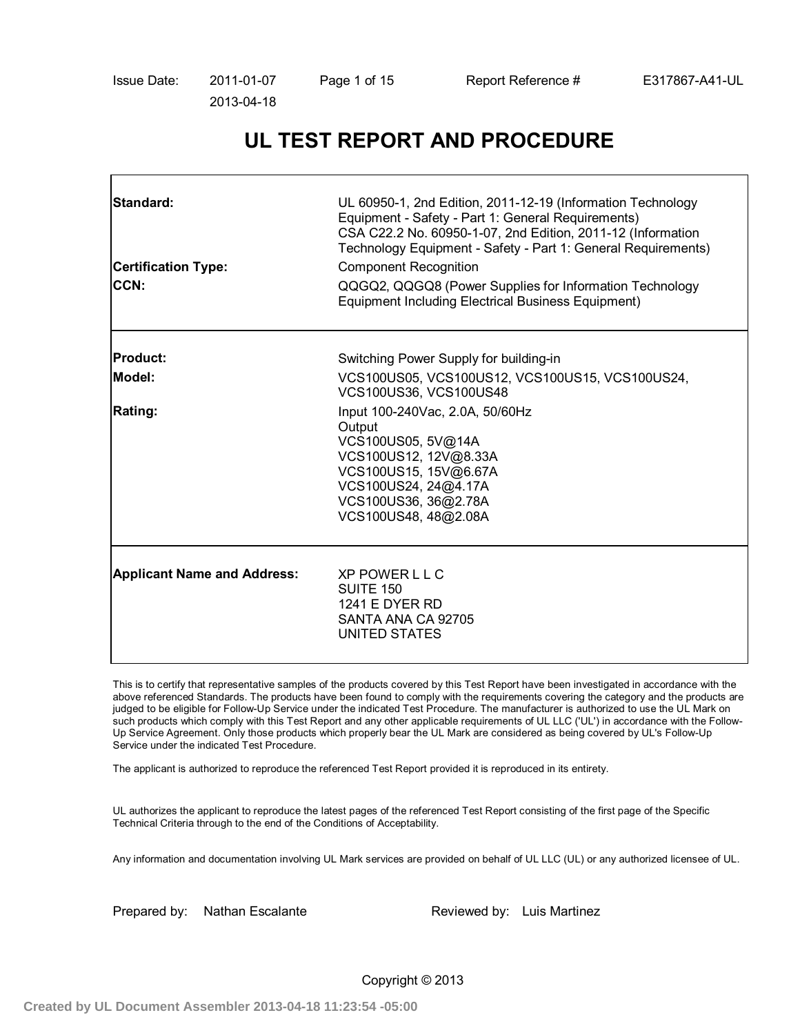Issue Date: 2011-01-07
2013-04-18

Report Reference # E317867-A41-UL

# UL TEST REPORT AND PROCEDURE

| | |
|---|---|
| **Standard:** | UL 60950-1, 2nd Edition, 2011-12-19 (Information Technology Equipment - Safety - Part 1: General Requirements)<br>CSA C22.2 No. 60950-1-07, 2nd Edition, 2011-12 (Information Technology Equipment - Safety - Part 1: General Requirements) |
| **Certification Type:** | Component Recognition |
| **CCN:** | QQGQ2, QQGQ8 (Power Supplies for Information Technology Equipment Including Electrical Business Equipment) |
| **Product:** | Switching Power Supply for building-in |
| **Model:** | VCS100US05, VCS100US12, VCS100US15, VCS100US24, VCS100US36, VCS100US48 |
| **Rating:** | Input 100-240Vac, 2.0A, 50/60Hz<br>Output<br>VCS100US05, 5V@14A<br>VCS100US12, 12V@8.33A<br>VCS100US15, 15V@6.67A<br>VCS100US24, 24@4.17A<br>VCS100US36, 36@2.78A<br>VCS100US48, 48@2.08A |
| **Applicant Name and Address:** | XP POWER L L C<br>SUITE 150<br>1241 E DYER RD<br>SANTA ANA CA 92705<br>UNITED STATES |

This is to certify that representative samples of the products covered by this Test Report have been investigated in accordance with the above referenced Standards. The products have been found to comply with the requirements covering the category and the products are judged to be eligible for Follow-Up Service under the indicated Test Procedure. The manufacturer is authorized to use the UL Mark on such products which comply with this Test Report and any other applicable requirements of UL LLC ('UL') in accordance with the Follow-Up Service Agreement. Only those products which properly bear the UL Mark are considered as being covered by UL's Follow-Up Service under the indicated Test Procedure.

The applicant is authorized to reproduce the referenced Test Report provided it is reproduced in its entirety.

UL authorizes the applicant to reproduce the latest pages of the referenced Test Report consisting of the first page of the Specific Technical Criteria through to the end of the Conditions of Acceptability.

Any information and documentation involving UL Mark services are provided on behalf of UL LLC (UL) or any authorized licensee of UL.

Prepared by: Nathan Escalante

Reviewed by: Luis Martinez

Copyright © 2013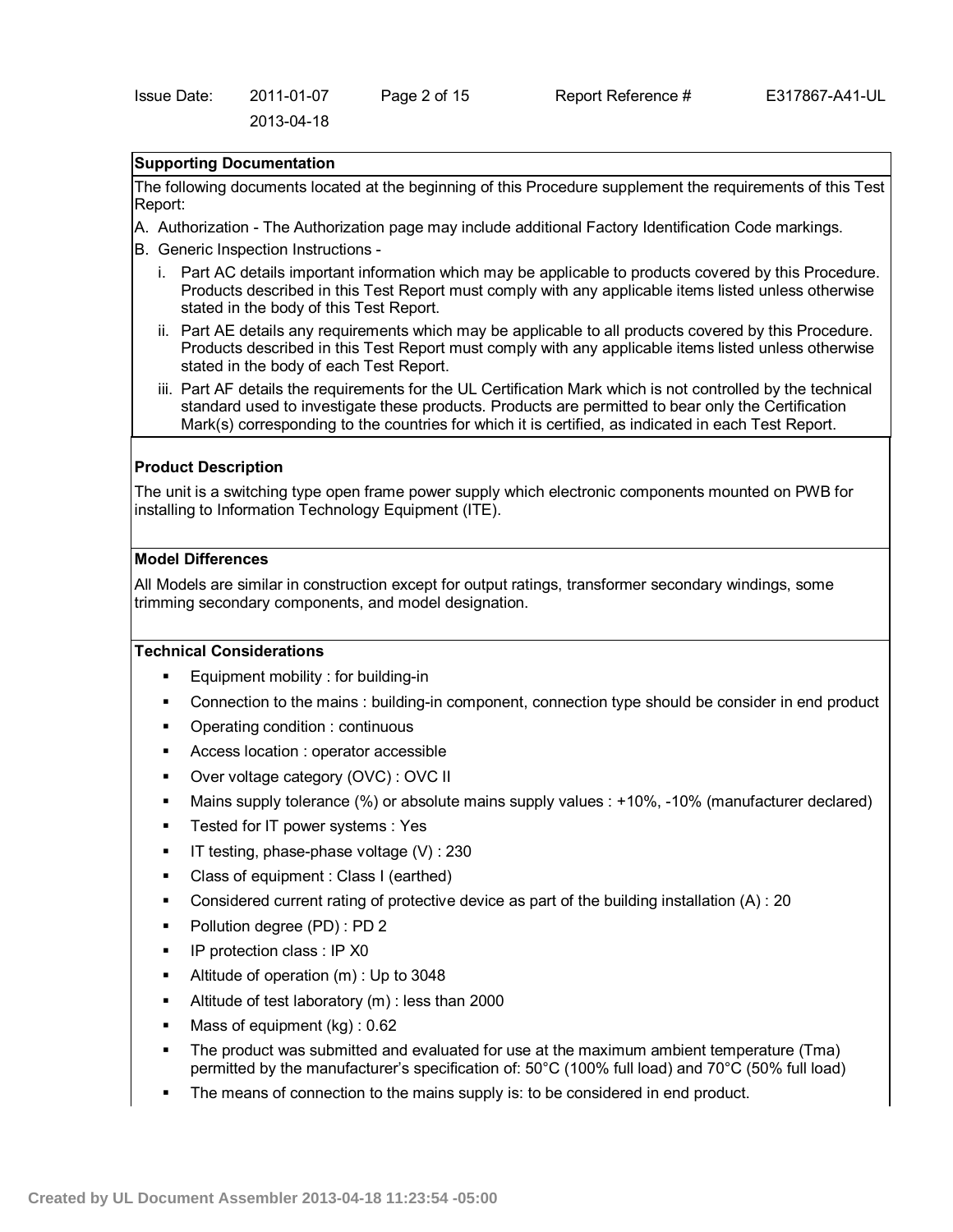## Supporting Documentation

The following documents located at the beginning of this Procedure supplement the requirements of this Test Report:

A. Authorization - The Authorization page may include additional Factory Identification Code markings.

B. Generic Inspection Instructions -

   i. Part AC details important information which may be applicable to products covered by this Procedure. Products described in this Test Report must comply with any applicable items listed unless otherwise stated in the body of this Test Report.

   ii. Part AE details any requirements which may be applicable to all products covered by this Procedure. Products described in this Test Report must comply with any applicable items listed unless otherwise stated in the body of each Test Report.

   iii. Part AF details the requirements for the UL Certification Mark which is not controlled by the technical standard used to investigate these products. Products are permitted to bear only the Certification Mark(s) corresponding to the countries for which it is certified, as indicated in each Test Report.

## Product Description

The unit is a switching type open frame power supply which electronic components mounted on PWB for installing to Information Technology Equipment (ITE).

## Model Differences

All Models are similar in construction except for output ratings, transformer secondary windings, some trimming secondary components, and model designation.

## Technical Considerations

- Equipment mobility : for building-in
- Connection to the mains : building-in component, connection type should be consider in end product
- Operating condition : continuous
- Access location : operator accessible
- Over voltage category (OVC) : OVC II
- Mains supply tolerance (%) or absolute mains supply values : +10%, -10% (manufacturer declared)
- Tested for IT power systems : Yes
- IT testing, phase-phase voltage (V) : 230
- Class of equipment : Class I (earthed)
- Considered current rating of protective device as part of the building installation (A) : 20
- Pollution degree (PD) : PD 2
- IP protection class : IP X0
- Altitude of operation (m) : Up to 3048
- Altitude of test laboratory (m) : less than 2000
- Mass of equipment (kg) : 0.62
- The product was submitted and evaluated for use at the maximum ambient temperature (Tma) permitted by the manufacturer's specification of: 50°C (100% full load) and 70°C (50% full load)
- The means of connection to the mains supply is: to be considered in end product.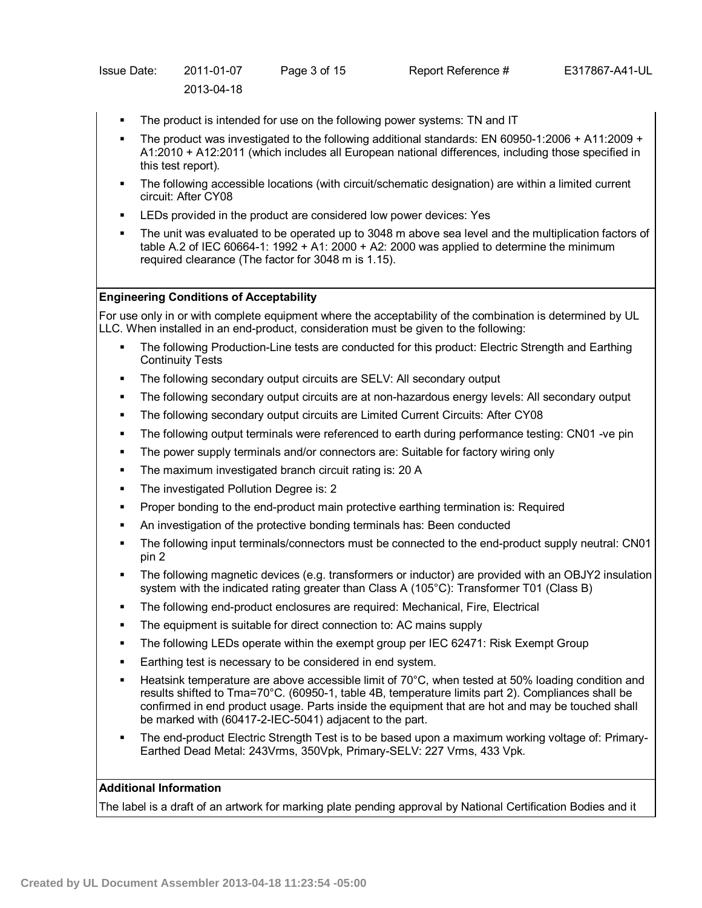- The product is intended for use on the following power systems: TN and IT
- The product was investigated to the following additional standards: EN 60950-1:2006 + A11:2009 + A1:2010 + A12:2011 (which includes all European national differences, including those specified in this test report).
- The following accessible locations (with circuit/schematic designation) are within a limited current circuit: After CY08
- LEDs provided in the product are considered low power devices: Yes
- The unit was evaluated to be operated up to 3048 m above sea level and the multiplication factors of table A.2 of IEC 60664-1: 1992 + A1: 2000 + A2: 2000 was applied to determine the minimum required clearance (The factor for 3048 m is 1.15).

**Engineering Conditions of Acceptability**

For use only in or with complete equipment where the acceptability of the combination is determined by UL LLC. When installed in an end-product, consideration must be given to the following:

- The following Production-Line tests are conducted for this product: Electric Strength and Earthing Continuity Tests
- The following secondary output circuits are SELV: All secondary output
- The following secondary output circuits are at non-hazardous energy levels: All secondary output
- The following secondary output circuits are Limited Current Circuits: After CY08
- The following output terminals were referenced to earth during performance testing: CN01 -ve pin
- The power supply terminals and/or connectors are: Suitable for factory wiring only
- The maximum investigated branch circuit rating is: 20 A
- The investigated Pollution Degree is: 2
- Proper bonding to the end-product main protective earthing termination is: Required
- An investigation of the protective bonding terminals has: Been conducted
- The following input terminals/connectors must be connected to the end-product supply neutral: CN01 pin 2
- The following magnetic devices (e.g. transformers or inductor) are provided with an OBJY2 insulation system with the indicated rating greater than Class A (105°C): Transformer T01 (Class B)
- The following end-product enclosures are required: Mechanical, Fire, Electrical
- The equipment is suitable for direct connection to: AC mains supply
- The following LEDs operate within the exempt group per IEC 62471: Risk Exempt Group
- Earthing test is necessary to be considered in end system.
- Heatsink temperature are above accessible limit of 70°C, when tested at 50% loading condition and results shifted to Tma=70°C. (60950-1, table 4B, temperature limits part 2). Compliances shall be confirmed in end product usage. Parts inside the equipment that are hot and may be touched shall be marked with (60417-2-IEC-5041) adjacent to the part.
- The end-product Electric Strength Test is to be based upon a maximum working voltage of: Primary-Earthed Dead Metal: 243Vrms, 350Vpk, Primary-SELV: 227 Vrms, 433 Vpk.

**Additional Information**

The label is a draft of an artwork for marking plate pending approval by National Certification Bodies and it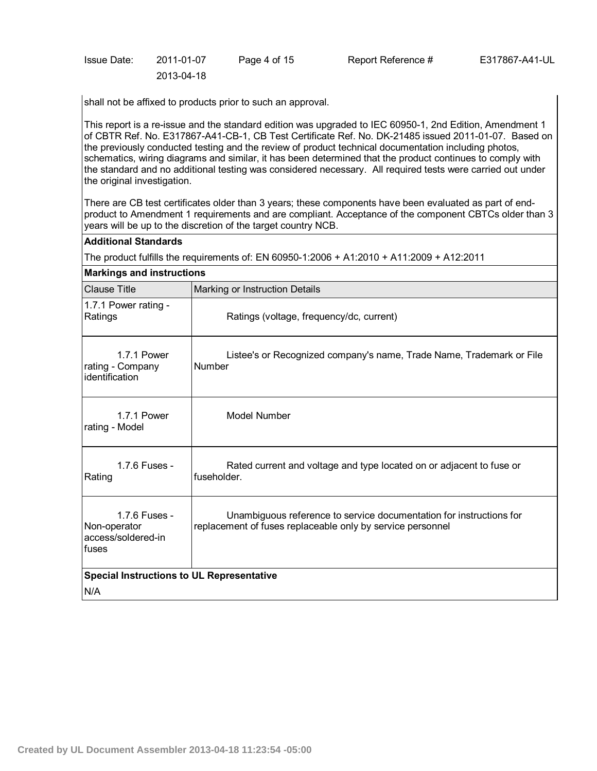shall not be affixed to products prior to such an approval.

This report is a re-issue and the standard edition was upgraded to IEC 60950-1, 2nd Edition, Amendment 1 of CBTR Ref. No. E317867-A41-CB-1, CB Test Certificate Ref. No. DK-21485 issued 2011-01-07. Based on the previously conducted testing and the review of product technical documentation including photos, schematics, wiring diagrams and similar, it has been determined that the product continues to comply with the standard and no additional testing was considered necessary. All required tests were carried out under the original investigation.

There are CB test certificates older than 3 years; these components have been evaluated as part of end-product to Amendment 1 requirements and are compliant. Acceptance of the component CBTCs older than 3 years will be up to the discretion of the target country NCB.

**Additional Standards**

The product fulfills the requirements of: EN 60950-1:2006 + A1:2010 + A11:2009 + A12:2011

**Markings and instructions**

| Clause Title | Marking or Instruction Details |
|---|---|
| 1.7.1 Power rating - Ratings | Ratings (voltage, frequency/dc, current) |
| 1.7.1 Power rating - Company identification | Listee's or Recognized company's name, Trade Name, Trademark or File Number |
| 1.7.1 Power rating - Model | Model Number |
| 1.7.6 Fuses - Rating | Rated current and voltage and type located on or adjacent to fuse or fuseholder. |
| 1.7.6 Fuses - Non-operator access/soldered-in fuses | Unambiguous reference to service documentation for instructions for replacement of fuses replaceable only by service personnel |

**Special Instructions to UL Representative**

N/A